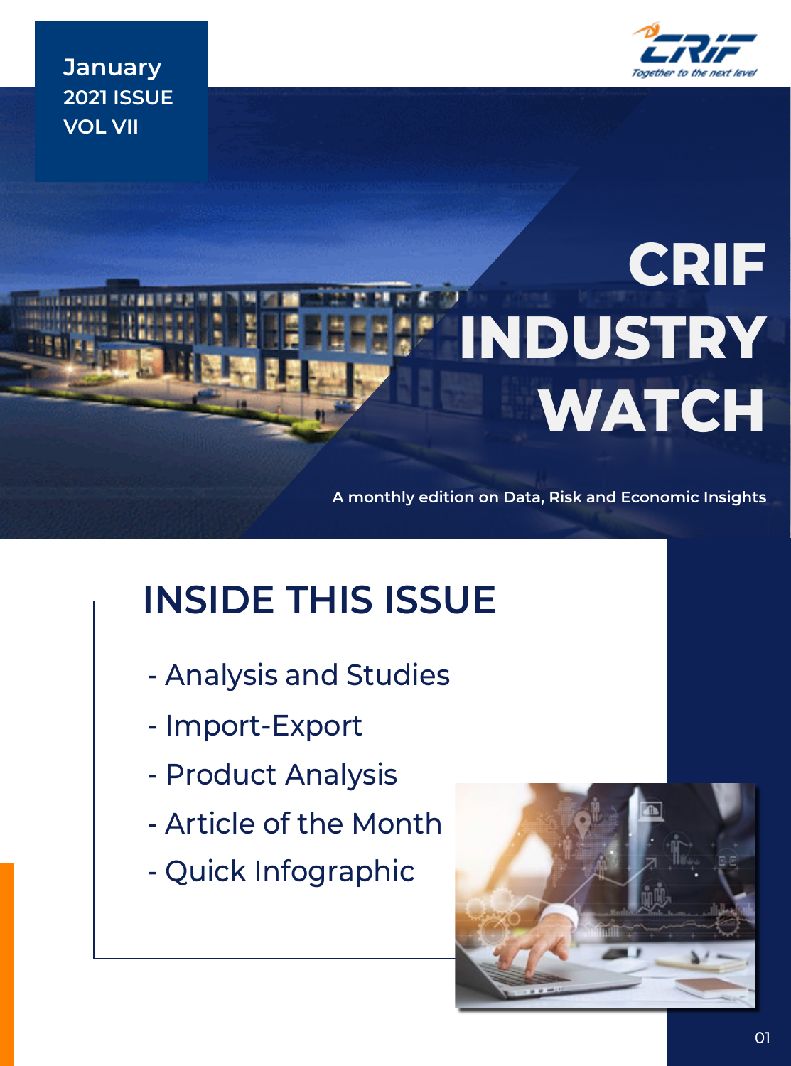January
2021 ISSUE
VOL VII

CRIF
*Together to the next level*

# CRIF INDUSTRY WATCH

A monthly edition on Data, Risk and Economic Insights

## INSIDE THIS ISSUE

- Analysis and Studies
- Import-Export
- Product Analysis
- Article of the Month
- Quick Infographic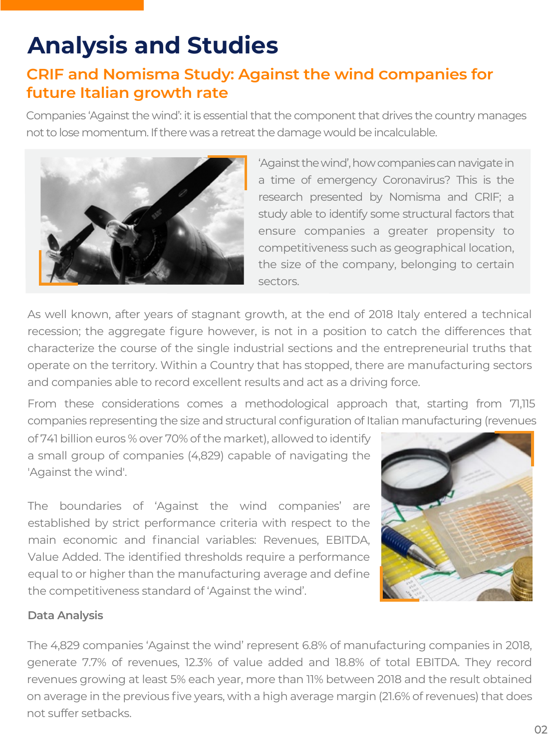# Analysis and Studies

## CRIF and Nomisma Study: Against the wind companies for future Italian growth rate

Companies 'Against the wind': it is essential that the component that drives the country manages not to lose momentum. If there was a retreat the damage would be incalculable.

'Against the wind', how companies can navigate in a time of emergency Coronavirus? This is the research presented by Nomisma and CRIF; a study able to identify some structural factors that ensure companies a greater propensity to competitiveness such as geographical location, the size of the company, belonging to certain sectors.

As well known, after years of stagnant growth, at the end of 2018 Italy entered a technical recession; the aggregate figure however, is not in a position to catch the differences that characterize the course of the single industrial sections and the entrepreneurial truths that operate on the territory. Within a Country that has stopped, there are manufacturing sectors and companies able to record excellent results and act as a driving force.

From these considerations comes a methodological approach that, starting from 71,115 companies representing the size and structural configuration of Italian manufacturing (revenues of 741 billion euros % over 70% of the market), allowed to identify a small group of companies (4,829) capable of navigating the 'Against the wind'.

The boundaries of 'Against the wind companies' are established by strict performance criteria with respect to the main economic and financial variables: Revenues, EBITDA, Value Added. The identified thresholds require a performance equal to or higher than the manufacturing average and define the competitiveness standard of 'Against the wind'.

### Data Analysis

The 4,829 companies 'Against the wind' represent 6.8% of manufacturing companies in 2018, generate 7.7% of revenues, 12.3% of value added and 18.8% of total EBITDA. They record revenues growing at least 5% each year, more than 11% between 2018 and the result obtained on average in the previous five years, with a high average margin (21.6% of revenues) that does not suffer setbacks.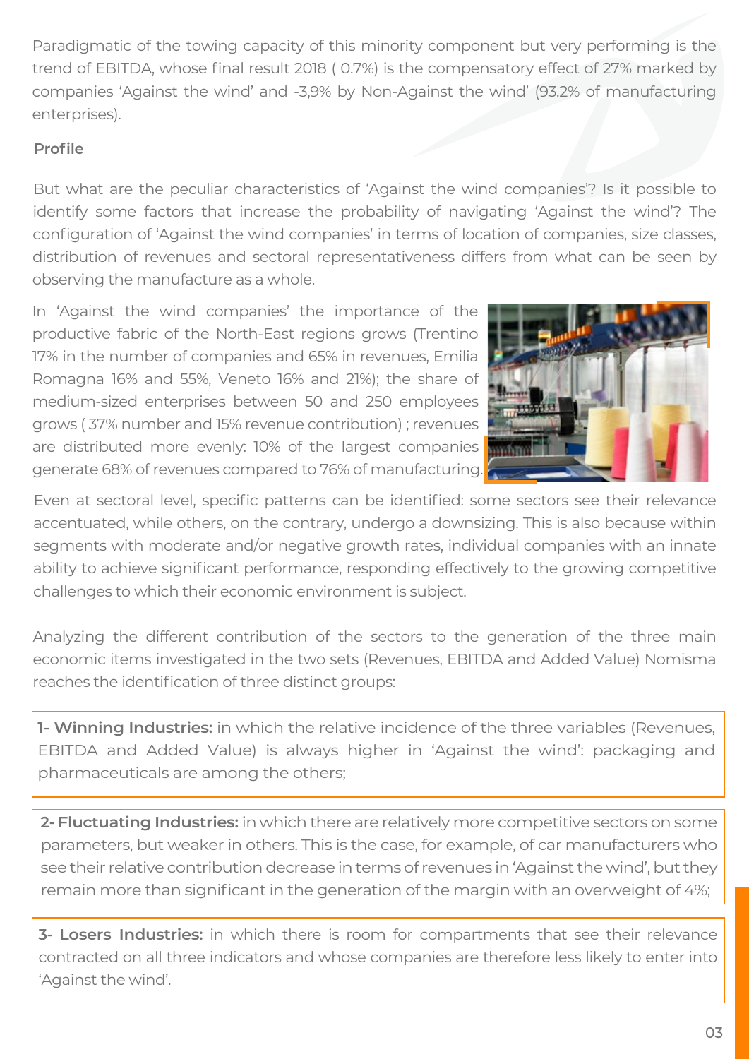Paradigmatic of the towing capacity of this minority component but very performing is the trend of EBITDA, whose final result 2018 ( 0.7%) is the compensatory effect of 27% marked by companies 'Against the wind' and -3,9% by Non-Against the wind' (93.2% of manufacturing enterprises).

## Profile

But what are the peculiar characteristics of 'Against the wind companies'? Is it possible to identify some factors that increase the probability of navigating 'Against the wind'? The configuration of 'Against the wind companies' in terms of location of companies, size classes, distribution of revenues and sectoral representativeness differs from what can be seen by observing the manufacture as a whole.

In 'Against the wind companies' the importance of the productive fabric of the North-East regions grows (Trentino 17% in the number of companies and 65% in revenues, Emilia Romagna 16% and 55%, Veneto 16% and 21%); the share of medium-sized enterprises between 50 and 250 employees grows ( 37% number and 15% revenue contribution) ; revenues are distributed more evenly: 10% of the largest companies generate 68% of revenues compared to 76% of manufacturing.

Even at sectoral level, specific patterns can be identified: some sectors see their relevance accentuated, while others, on the contrary, undergo a downsizing. This is also because within segments with moderate and/or negative growth rates, individual companies with an innate ability to achieve significant performance, responding effectively to the growing competitive challenges to which their economic environment is subject.

Analyzing the different contribution of the sectors to the generation of the three main economic items investigated in the two sets (Revenues, EBITDA and Added Value) Nomisma reaches the identification of three distinct groups:

**1- Winning Industries:** in which the relative incidence of the three variables (Revenues, EBITDA and Added Value) is always higher in 'Against the wind': packaging and pharmaceuticals are among the others;

**2- Fluctuating Industries:** in which there are relatively more competitive sectors on some parameters, but weaker in others. This is the case, for example, of car manufacturers who see their relative contribution decrease in terms of revenues in 'Against the wind', but they remain more than significant in the generation of the margin with an overweight of 4%;

**3- Losers Industries:** in which there is room for compartments that see their relevance contracted on all three indicators and whose companies are therefore less likely to enter into 'Against the wind'.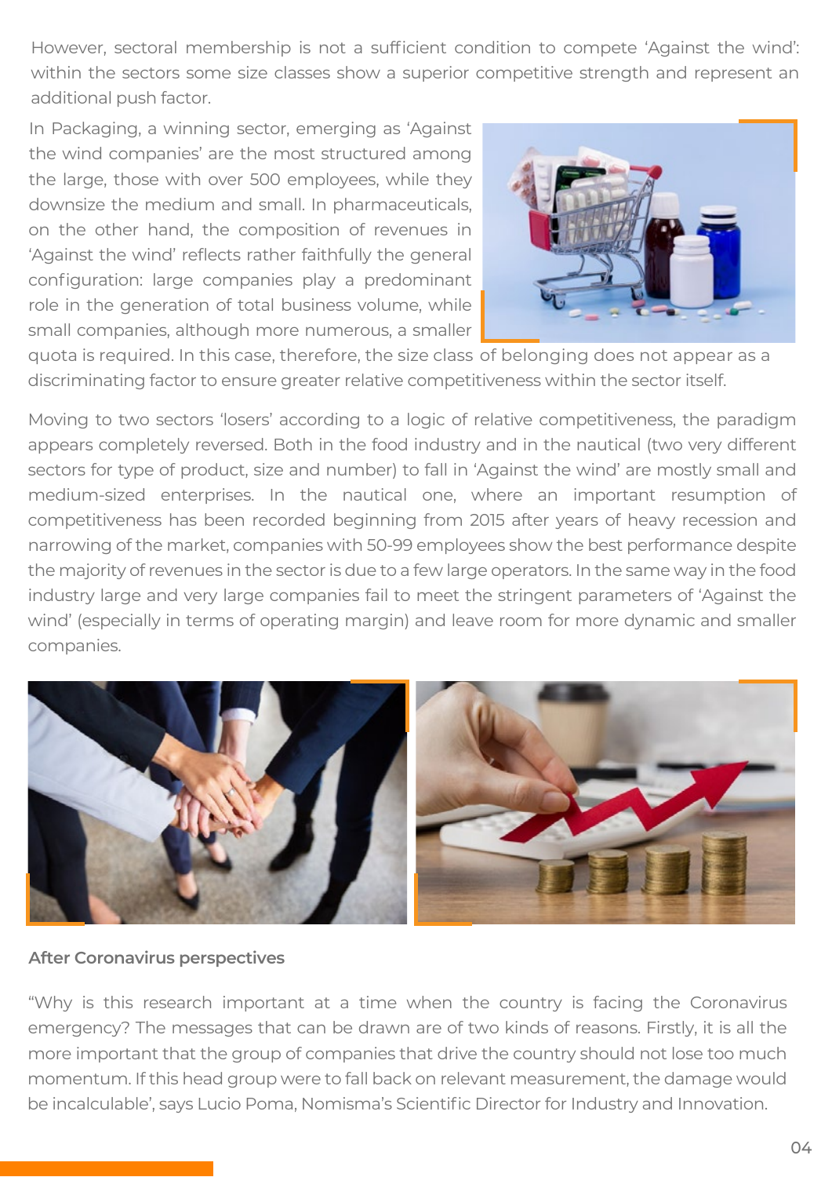However, sectoral membership is not a sufficient condition to compete 'Against the wind': within the sectors some size classes show a superior competitive strength and represent an additional push factor.

In Packaging, a winning sector, emerging as 'Against the wind companies' are the most structured among the large, those with over 500 employees, while they downsize the medium and small. In pharmaceuticals, on the other hand, the composition of revenues in 'Against the wind' reflects rather faithfully the general configuration: large companies play a predominant role in the generation of total business volume, while small companies, although more numerous, a smaller quota is required. In this case, therefore, the size class of belonging does not appear as a discriminating factor to ensure greater relative competitiveness within the sector itself.

Moving to two sectors 'losers' according to a logic of relative competitiveness, the paradigm appears completely reversed. Both in the food industry and in the nautical (two very different sectors for type of product, size and number) to fall in 'Against the wind' are mostly small and medium-sized enterprises. In the nautical one, where an important resumption of competitiveness has been recorded beginning from 2015 after years of heavy recession and narrowing of the market, companies with 50-99 employees show the best performance despite the majority of revenues in the sector is due to a few large operators. In the same way in the food industry large and very large companies fail to meet the stringent parameters of 'Against the wind' (especially in terms of operating margin) and leave room for more dynamic and smaller companies.

**After Coronavirus perspectives**

"Why is this research important at a time when the country is facing the Coronavirus emergency? The messages that can be drawn are of two kinds of reasons. Firstly, it is all the more important that the group of companies that drive the country should not lose too much momentum. If this head group were to fall back on relevant measurement, the damage would be incalculable', says Lucio Poma, Nomisma's Scientific Director for Industry and Innovation.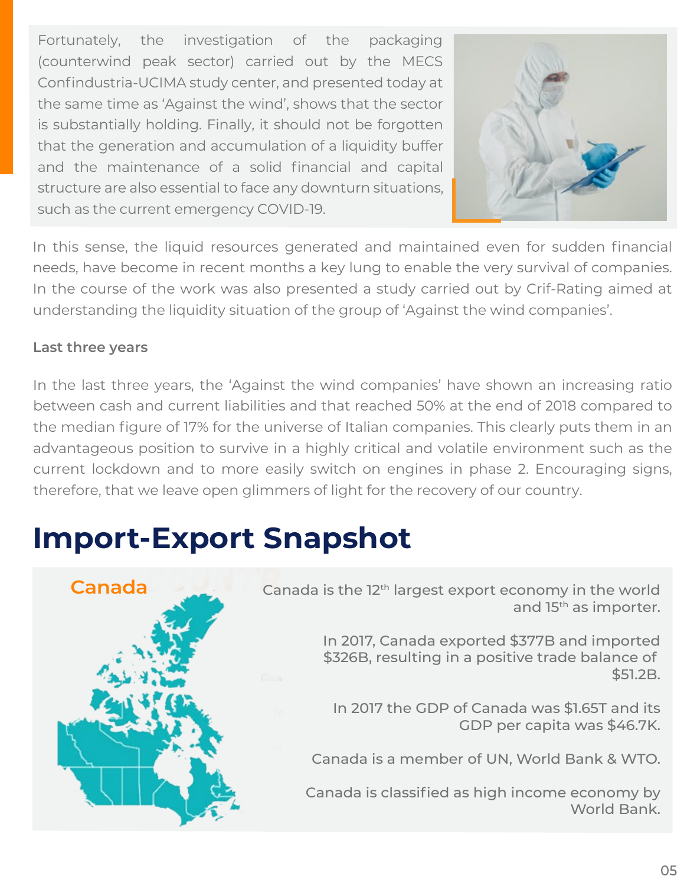Fortunately, the investigation of the packaging (counterwind peak sector) carried out by the MECS Confindustria-UCIMA study center, and presented today at the same time as 'Against the wind', shows that the sector is substantially holding. Finally, it should not be forgotten that the generation and accumulation of a liquidity buffer and the maintenance of a solid financial and capital structure are also essential to face any downturn situations, such as the current emergency COVID-19.

In this sense, the liquid resources generated and maintained even for sudden financial needs, have become in recent months a key lung to enable the very survival of companies. In the course of the work was also presented a study carried out by Crif-Rating aimed at understanding the liquidity situation of the group of 'Against the wind companies'.

**Last three years**

In the last three years, the 'Against the wind companies' have shown an increasing ratio between cash and current liabilities and that reached 50% at the end of 2018 compared to the median figure of 17% for the universe of Italian companies. This clearly puts them in an advantageous position to survive in a highly critical and volatile environment such as the current lockdown and to more easily switch on engines in phase 2. Encouraging signs, therefore, that we leave open glimmers of light for the recovery of our country.

# Import-Export Snapshot

## Canada

Canada is the 12th largest export economy in the world and 15th as importer.

In 2017, Canada exported $377B and imported $326B, resulting in a positive trade balance of $51.2B.

In 2017 the GDP of Canada was $1.65T and its GDP per capita was $46.7K.

Canada is a member of UN, World Bank & WTO.

Canada is classified as high income economy by World Bank.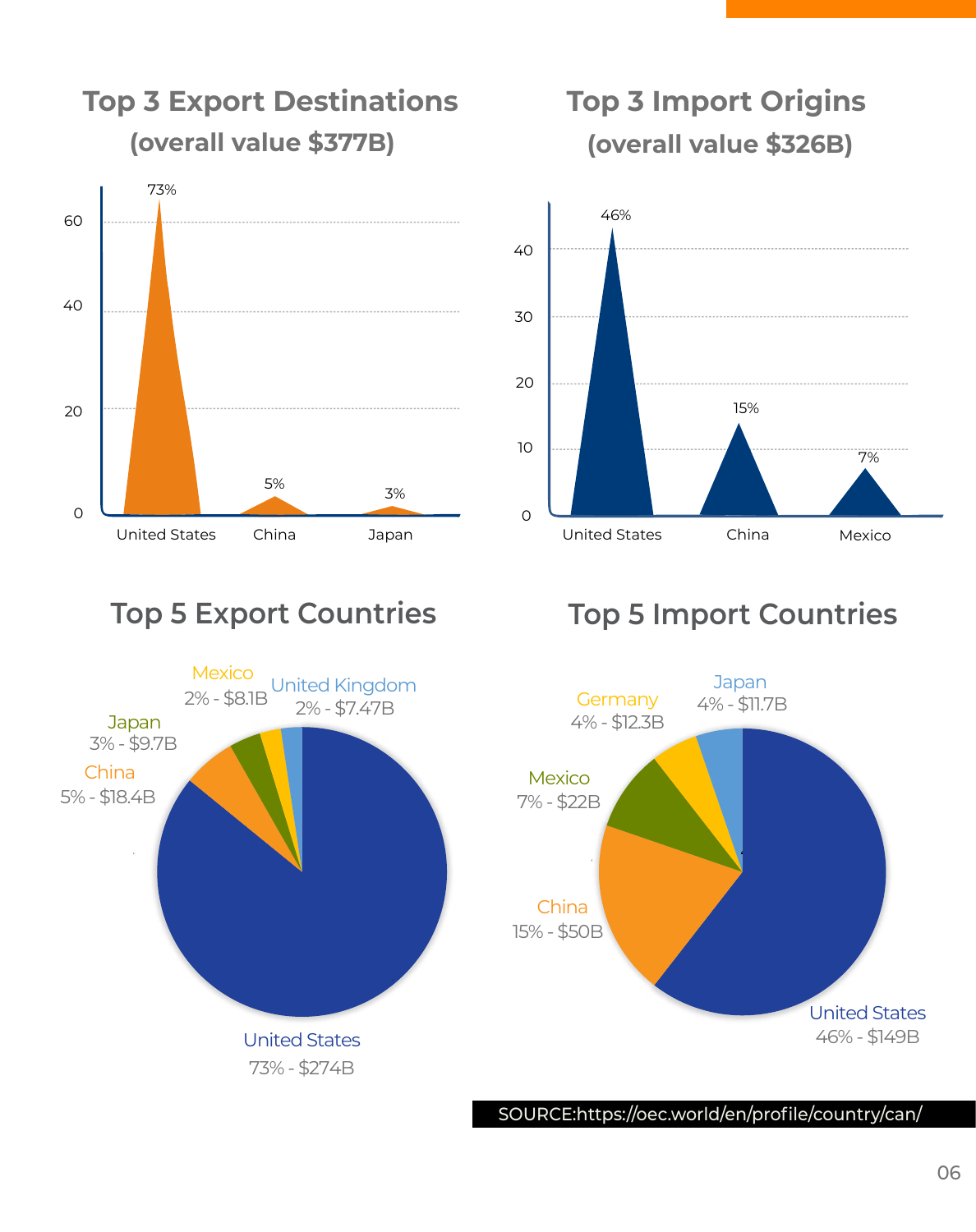## Top 3 Export Destinations
### (overall value $377B)

| Country | Share |
|---|---|
| United States | 73% |
| China | 5% |
| Japan | 3% |

## Top 3 Import Origins
### (overall value $326B)

| Country | Share |
|---|---|
| United States | 46% |
| China | 15% |
| Mexico | 7% |

## Top 5 Export Countries

| Country | Share | Value |
|---|---|---|
| United States | 73% | $274B |
| China | 5% | $18.4B |
| Japan | 3% | $9.7B |
| Mexico | 2% | $8.1B |
| United Kingdom | 2% | $7.47B |

## Top 5 Import Countries

| Country | Share | Value |
|---|---|---|
| United States | 46% | $149B |
| China | 15% | $50B |
| Mexico | 7% | $22B |
| Germany | 4% | $12.3B |
| Japan | 4% | $11.7B |

SOURCE:https://oec.world/en/profile/country/can/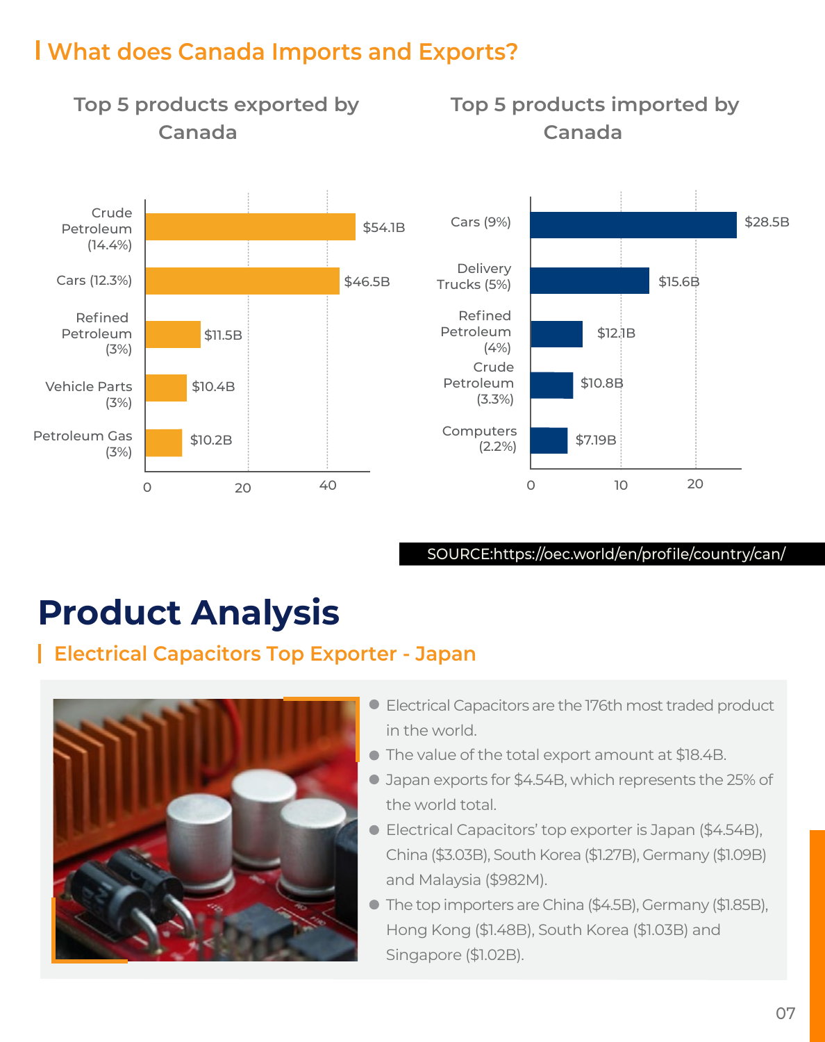## What does Canada Imports and Exports?

### Top 5 products exported by Canada

| Product | Value |
|---|---|
| Crude Petroleum (14.4%) | $54.1B |
| Cars (12.3%) | $46.5B |
| Refined Petroleum (3%) | $11.5B |
| Vehicle Parts (3%) | $10.4B |
| Petroleum Gas (3%) | $10.2B |

### Top 5 products imported by Canada

| Product | Value |
|---|---|
| Cars (9%) | $28.5B |
| Delivery Trucks (5%) | $15.6B |
| Refined Petroleum (4%) | $12.1B |
| Crude Petroleum (3.3%) | $10.8B |
| Computers (2.2%) | $7.19B |

SOURCE:https://oec.world/en/profile/country/can/

# Product Analysis

## Electrical Capacitors Top Exporter - Japan

- Electrical Capacitors are the 176th most traded product in the world.
- The value of the total export amount at $18.4B.
- Japan exports for $4.54B, which represents the 25% of the world total.
- Electrical Capacitors' top exporter is Japan ($4.54B), China ($3.03B), South Korea ($1.27B), Germany ($1.09B) and Malaysia ($982M).
- The top importers are China ($4.5B), Germany ($1.85B), Hong Kong ($1.48B), South Korea ($1.03B) and Singapore ($1.02B).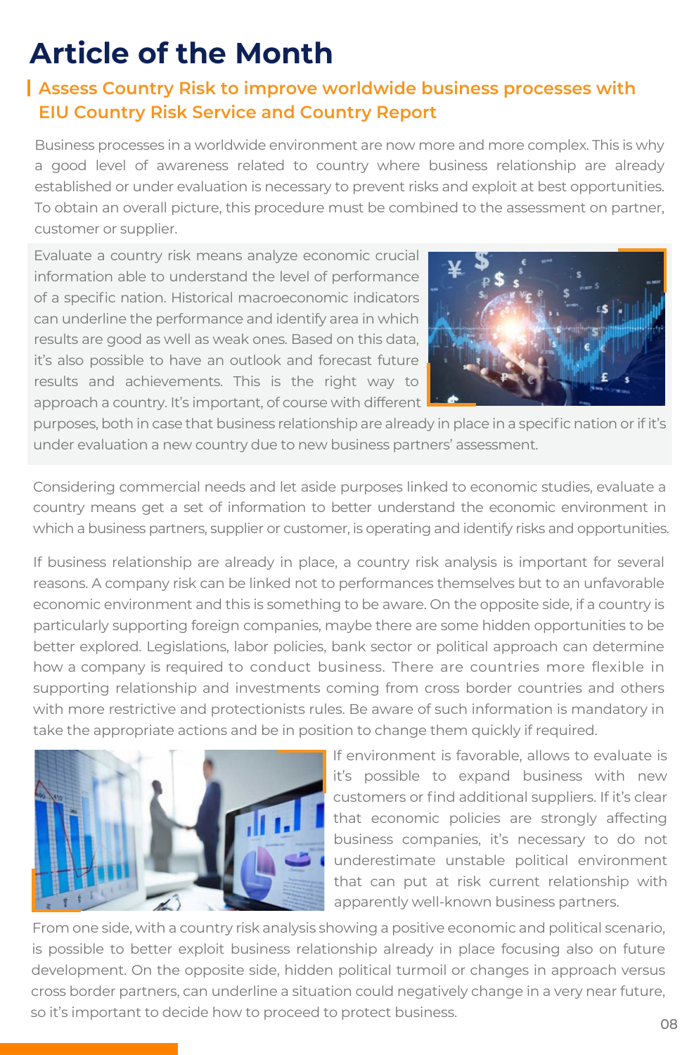# Article of the Month

## Assess Country Risk to improve worldwide business processes with EIU Country Risk Service and Country Report

Business processes in a worldwide environment are now more and more complex. This is why a good level of awareness related to country where business relationship are already established or under evaluation is necessary to prevent risks and exploit at best opportunities. To obtain an overall picture, this procedure must be combined to the assessment on partner, customer or supplier.

Evaluate a country risk means analyze economic crucial information able to understand the level of performance of a specific nation. Historical macroeconomic indicators can underline the performance and identify area in which results are good as well as weak ones. Based on this data, it's also possible to have an outlook and forecast future results and achievements. This is the right way to approach a country. It's important, of course with different purposes, both in case that business relationship are already in place in a specific nation or if it's under evaluation a new country due to new business partners' assessment.

Considering commercial needs and let aside purposes linked to economic studies, evaluate a country means get a set of information to better understand the economic environment in which a business partners, supplier or customer, is operating and identify risks and opportunities.

If business relationship are already in place, a country risk analysis is important for several reasons. A company risk can be linked not to performances themselves but to an unfavorable economic environment and this is something to be aware. On the opposite side, if a country is particularly supporting foreign companies, maybe there are some hidden opportunities to be better explored. Legislations, labor policies, bank sector or political approach can determine how a company is required to conduct business. There are countries more flexible in supporting relationship and investments coming from cross border countries and others with more restrictive and protectionists rules. Be aware of such information is mandatory in take the appropriate actions and be in position to change them quickly if required.

If environment is favorable, allows to evaluate is it's possible to expand business with new customers or find additional suppliers. If it's clear that economic policies are strongly affecting business companies, it's necessary to do not underestimate unstable political environment that can put at risk current relationship with apparently well-known business partners.

From one side, with a country risk analysis showing a positive economic and political scenario, is possible to better exploit business relationship already in place focusing also on future development. On the opposite side, hidden political turmoil or changes in approach versus cross border partners, can underline a situation could negatively change in a very near future, so it's important to decide how to proceed to protect business.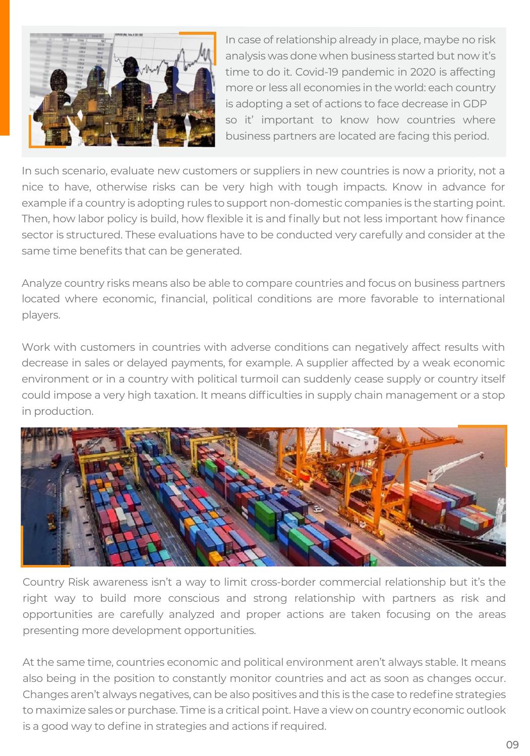In case of relationship already in place, maybe no risk analysis was done when business started but now it's time to do it. Covid-19 pandemic in 2020 is affecting more or less all economies in the world: each country is adopting a set of actions to face decrease in GDP so it' important to know how countries where business partners are located are facing this period.

In such scenario, evaluate new customers or suppliers in new countries is now a priority, not a nice to have, otherwise risks can be very high with tough impacts. Know in advance for example if a country is adopting rules to support non-domestic companies is the starting point. Then, how labor policy is build, how flexible it is and finally but not less important how finance sector is structured. These evaluations have to be conducted very carefully and consider at the same time benefits that can be generated.

Analyze country risks means also be able to compare countries and focus on business partners located where economic, financial, political conditions are more favorable to international players.

Work with customers in countries with adverse conditions can negatively affect results with decrease in sales or delayed payments, for example. A supplier affected by a weak economic environment or in a country with political turmoil can suddenly cease supply or country itself could impose a very high taxation. It means difficulties in supply chain management or a stop in production.

Country Risk awareness isn't a way to limit cross-border commercial relationship but it's the right way to build more conscious and strong relationship with partners as risk and opportunities are carefully analyzed and proper actions are taken focusing on the areas presenting more development opportunities.

At the same time, countries economic and political environment aren't always stable. It means also being in the position to constantly monitor countries and act as soon as changes occur. Changes aren't always negatives, can be also positives and this is the case to redefine strategies to maximize sales or purchase. Time is a critical point. Have a view on country economic outlook is a good way to define in strategies and actions if required.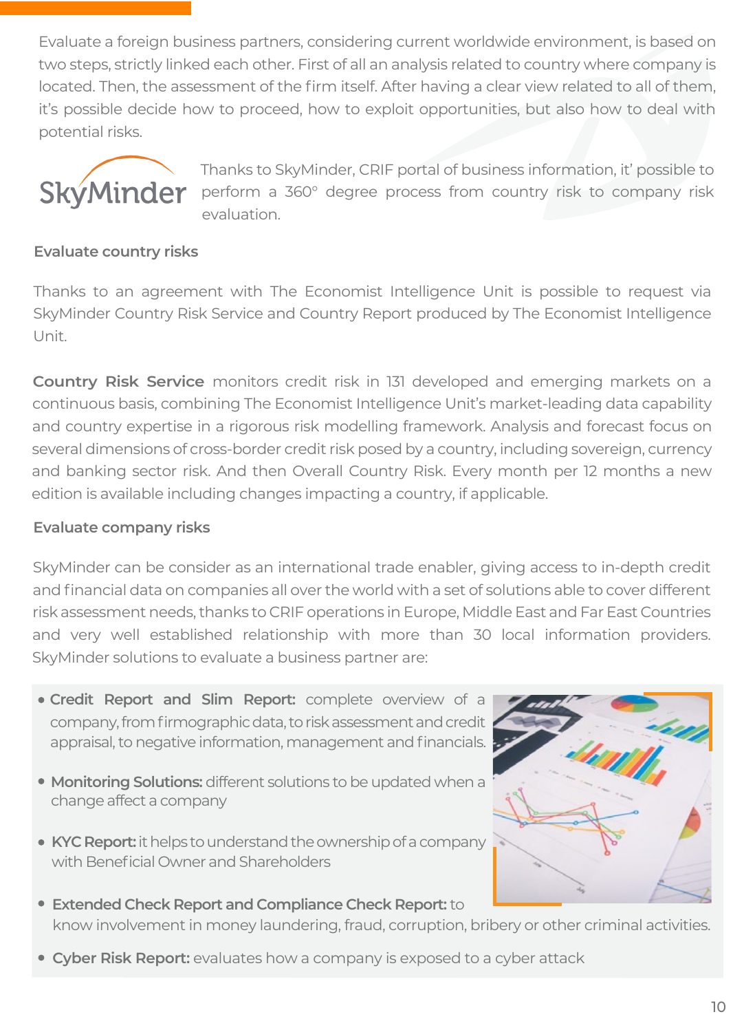Evaluate a foreign business partners, considering current worldwide environment, is based on two steps, strictly linked each other. First of all an analysis related to country where company is located. Then, the assessment of the firm itself. After having a clear view related to all of them, it's possible decide how to proceed, how to exploit opportunities, but also how to deal with potential risks.

SkyMinder

Thanks to SkyMinder, CRIF portal of business information, it' possible to perform a 360° degree process from country risk to company risk evaluation.

### Evaluate country risks

Thanks to an agreement with The Economist Intelligence Unit is possible to request via SkyMinder Country Risk Service and Country Report produced by The Economist Intelligence Unit.

**Country Risk Service** monitors credit risk in 131 developed and emerging markets on a continuous basis, combining The Economist Intelligence Unit's market-leading data capability and country expertise in a rigorous risk modelling framework. Analysis and forecast focus on several dimensions of cross-border credit risk posed by a country, including sovereign, currency and banking sector risk. And then Overall Country Risk. Every month per 12 months a new edition is available including changes impacting a country, if applicable.

### Evaluate company risks

SkyMinder can be consider as an international trade enabler, giving access to in-depth credit and financial data on companies all over the world with a set of solutions able to cover different risk assessment needs, thanks to CRIF operations in Europe, Middle East and Far East Countries and very well established relationship with more than 30 local information providers. SkyMinder solutions to evaluate a business partner are:

- **Credit Report and Slim Report:** complete overview of a company, from firmographic data, to risk assessment and credit appraisal, to negative information, management and financials.
- **Monitoring Solutions:** different solutions to be updated when a change affect a company
- **KYC Report:** it helps to understand the ownership of a company with Beneficial Owner and Shareholders
- **Extended Check Report and Compliance Check Report:** to know involvement in money laundering, fraud, corruption, bribery or other criminal activities.
- **Cyber Risk Report:** evaluates how a company is exposed to a cyber attack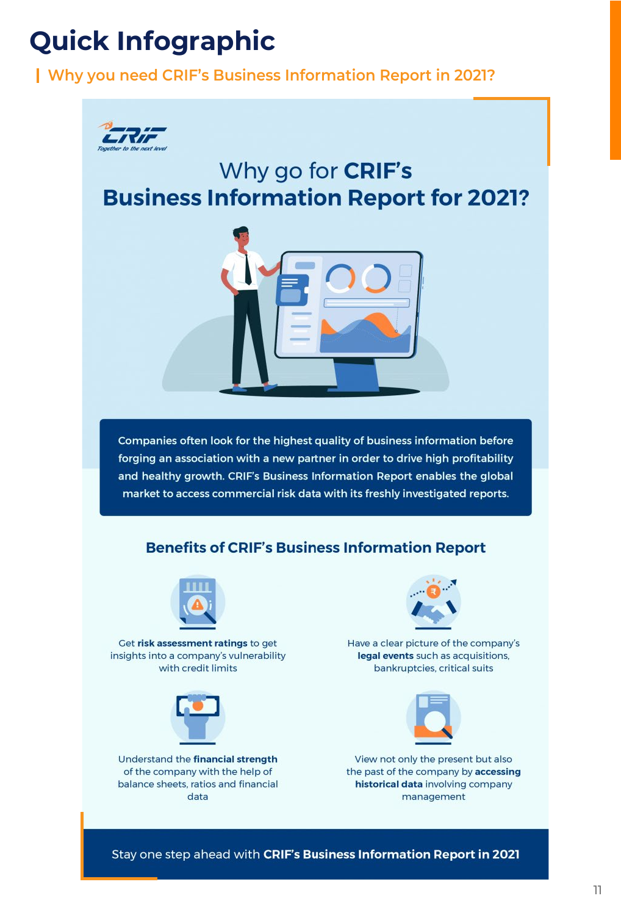# Quick Infographic

## Why you need CRIF's Business Information Report in 2021?

CRIF
Together to the next level

### Why go for CRIF's Business Information Report for 2021?

Companies often look for the highest quality of business information before forging an association with a new partner in order to drive high profitability and healthy growth. CRIF's Business Information Report enables the global market to access commercial risk data with its freshly investigated reports.

### Benefits of CRIF's Business Information Report

Get **risk assessment ratings** to get insights into a company's vulnerability with credit limits

Have a clear picture of the company's **legal events** such as acquisitions, bankruptcies, critical suits

Understand the **financial strength** of the company with the help of balance sheets, ratios and financial data

View not only the present but also the past of the company by **accessing historical data** involving company management

Stay one step ahead with **CRIF's Business Information Report in 2021**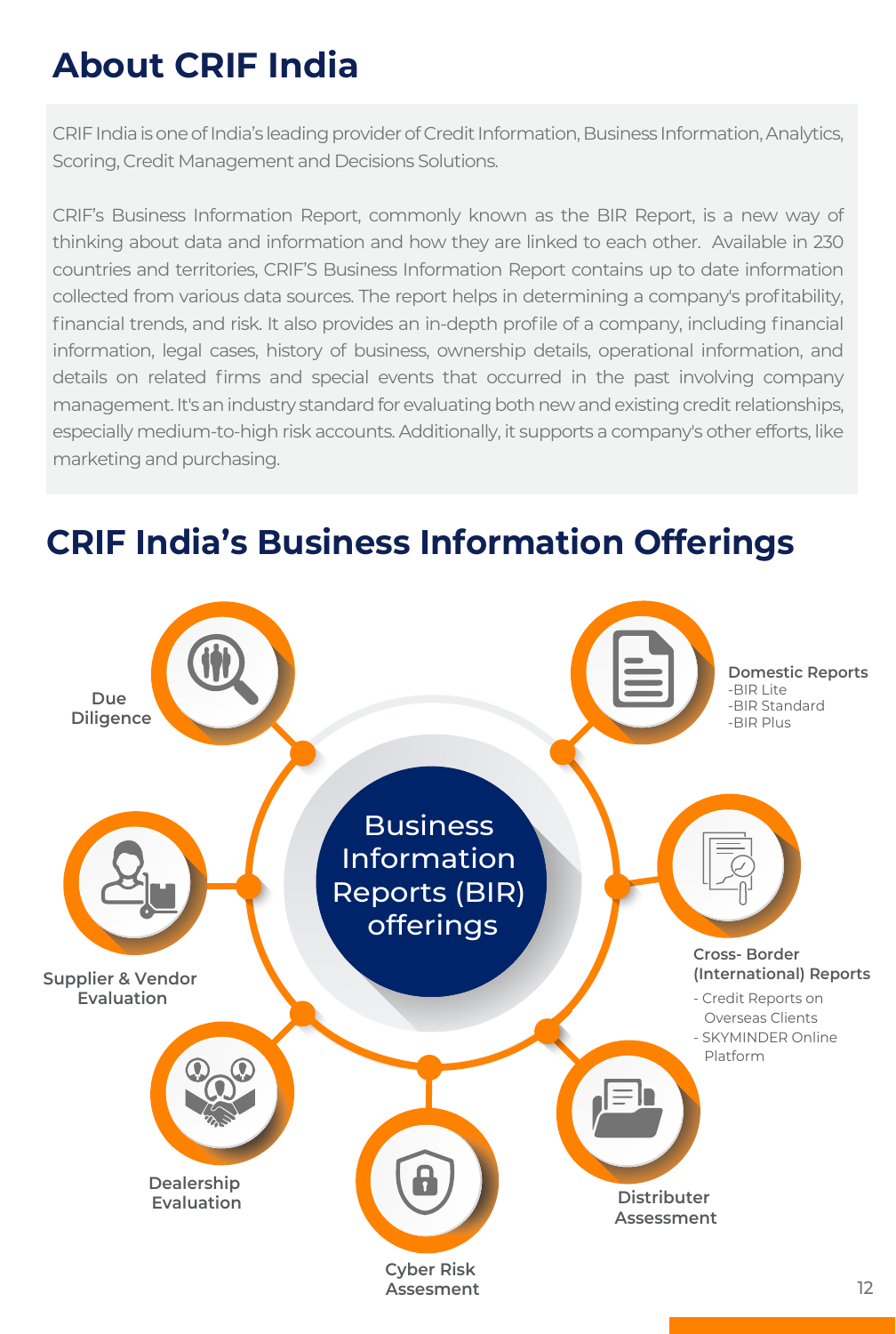# About CRIF India

CRIF India is one of India's leading provider of Credit Information, Business Information, Analytics, Scoring, Credit Management and Decisions Solutions.

CRIF's Business Information Report, commonly known as the BIR Report, is a new way of thinking about data and information and how they are linked to each other. Available in 230 countries and territories, CRIF'S Business Information Report contains up to date information collected from various data sources. The report helps in determining a company's profitability, financial trends, and risk. It also provides an in-depth profile of a company, including financial information, legal cases, history of business, ownership details, operational information, and details on related firms and special events that occurred in the past involving company management. It's an industry standard for evaluating both new and existing credit relationships, especially medium-to-high risk accounts. Additionally, it supports a company's other efforts, like marketing and purchasing.

# CRIF India's Business Information Offerings

**Business Information Reports (BIR) offerings**

- **Due Diligence**
- **Domestic Reports**
  - BIR Lite
  - BIR Standard
  - BIR Plus
- **Supplier & Vendor Evaluation**
- **Cross- Border (International) Reports**
  - Credit Reports on Overseas Clients
  - SKYMINDER Online Platform
- **Dealership Evaluation**
- **Distributer Assessment**
- **Cyber Risk Assesment**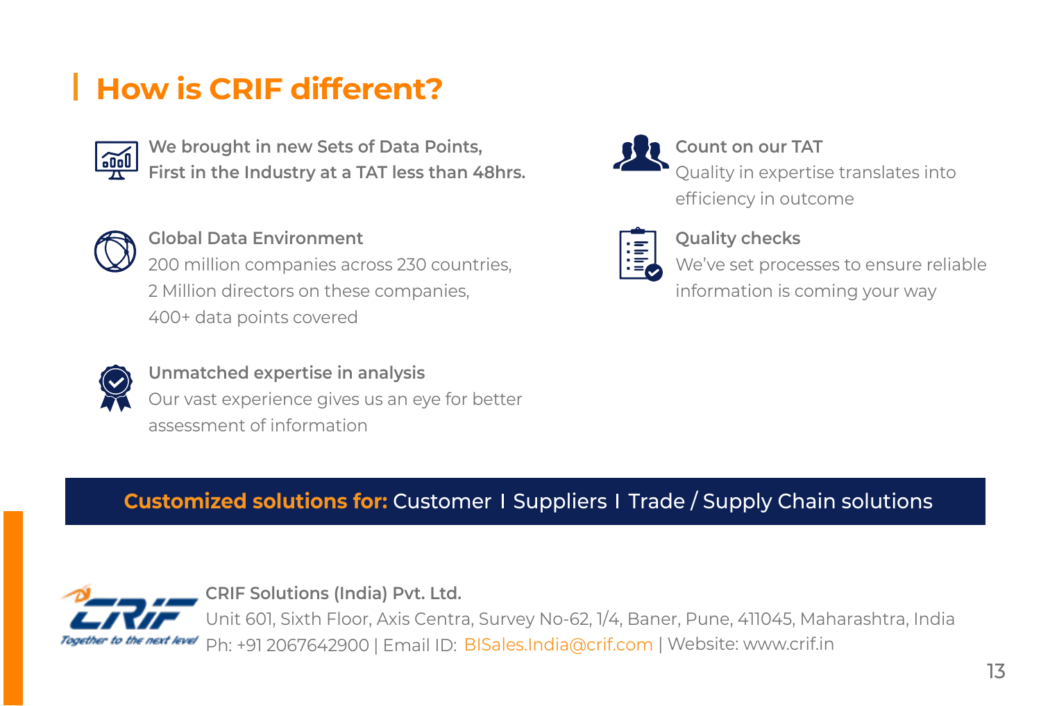## How is CRIF different?

**We brought in new Sets of Data Points, First in the Industry at a TAT less than 48hrs.**

**Global Data Environment**
200 million companies across 230 countries,
2 Million directors on these companies,
400+ data points covered

**Unmatched expertise in analysis**
Our vast experience gives us an eye for better assessment of information

**Count on our TAT**
Quality in expertise translates into efficiency in outcome

**Quality checks**
We've set processes to ensure reliable information is coming your way

**Customized solutions for:** Customer I Suppliers I Trade / Supply Chain solutions

CRIF
Together to the next level

**CRIF Solutions (India) Pvt. Ltd.**
Unit 601, Sixth Floor, Axis Centra, Survey No-62, 1/4, Baner, Pune, 411045, Maharashtra, India
Ph: +91 2067642900 | Email ID: BISales.India@crif.com | Website: www.crif.in